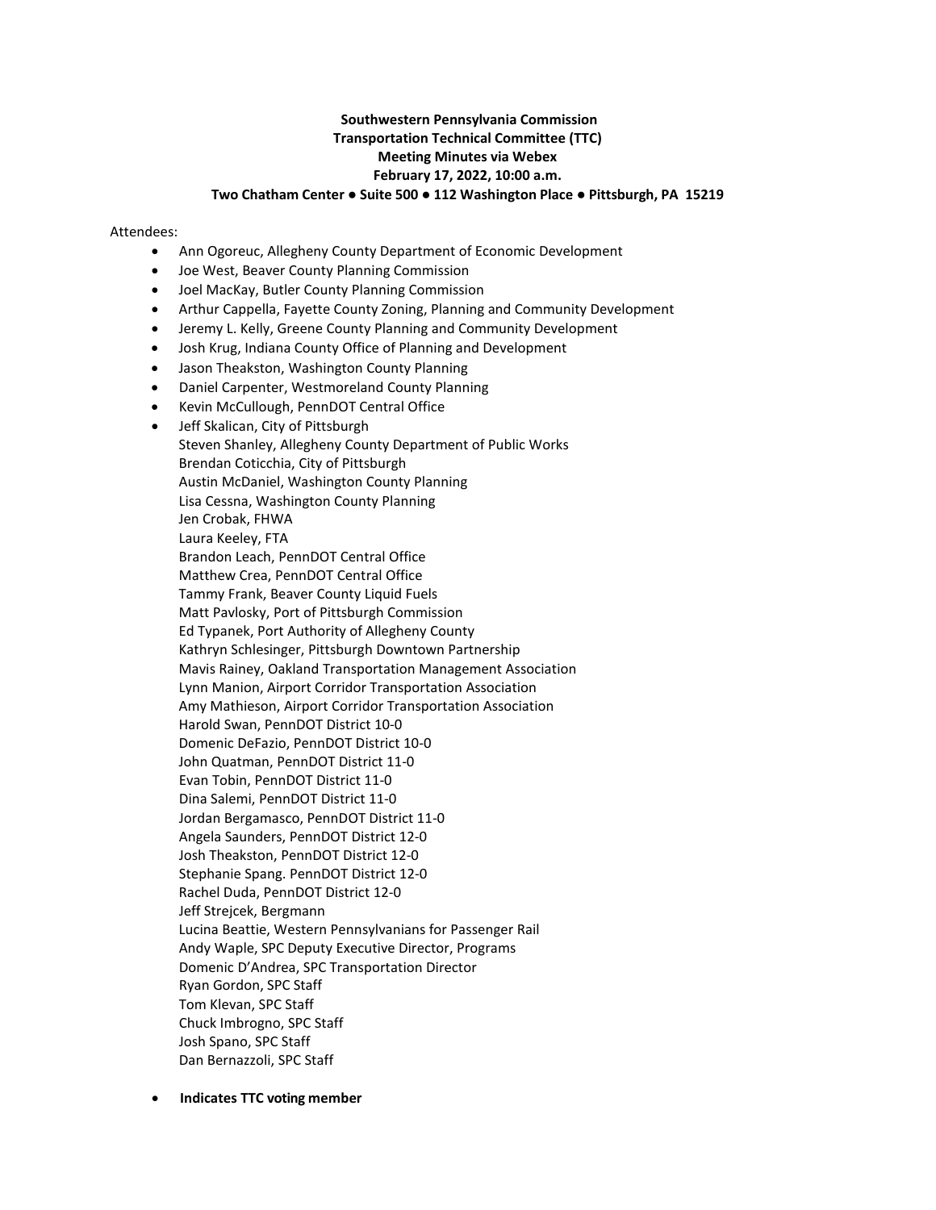**Southwestern Pennsylvania Commission**
**Transportation Technical Committee (TTC)**
**Meeting Minutes via Webex**
**February 17, 2022, 10:00 a.m.**
**Two Chatham Center ● Suite 500 ● 112 Washington Place ● Pittsburgh, PA 15219**

Attendees:

- Ann Ogoreuc, Allegheny County Department of Economic Development
- Joe West, Beaver County Planning Commission
- Joel MacKay, Butler County Planning Commission
- Arthur Cappella, Fayette County Zoning, Planning and Community Development
- Jeremy L. Kelly, Greene County Planning and Community Development
- Josh Krug, Indiana County Office of Planning and Development
- Jason Theakston, Washington County Planning
- Daniel Carpenter, Westmoreland County Planning
- Kevin McCullough, PennDOT Central Office
- Jeff Skalican, City of Pittsburgh

Steven Shanley, Allegheny County Department of Public Works
Brendan Coticchia, City of Pittsburgh
Austin McDaniel, Washington County Planning
Lisa Cessna, Washington County Planning
Jen Crobak, FHWA
Laura Keeley, FTA
Brandon Leach, PennDOT Central Office
Matthew Crea, PennDOT Central Office
Tammy Frank, Beaver County Liquid Fuels
Matt Pavlosky, Port of Pittsburgh Commission
Ed Typanek, Port Authority of Allegheny County
Kathryn Schlesinger, Pittsburgh Downtown Partnership
Mavis Rainey, Oakland Transportation Management Association
Lynn Manion, Airport Corridor Transportation Association
Amy Mathieson, Airport Corridor Transportation Association
Harold Swan, PennDOT District 10-0
Domenic DeFazio, PennDOT District 10-0
John Quatman, PennDOT District 11-0
Evan Tobin, PennDOT District 11-0
Dina Salemi, PennDOT District 11-0
Jordan Bergamasco, PennDOT District 11-0
Angela Saunders, PennDOT District 12-0
Josh Theakston, PennDOT District 12-0
Stephanie Spang. PennDOT District 12-0
Rachel Duda, PennDOT District 12-0
Jeff Strejcek, Bergmann
Lucina Beattie, Western Pennsylvanians for Passenger Rail
Andy Waple, SPC Deputy Executive Director, Programs
Domenic D'Andrea, SPC Transportation Director
Ryan Gordon, SPC Staff
Tom Klevan, SPC Staff
Chuck Imbrogno, SPC Staff
Josh Spano, SPC Staff
Dan Bernazzoli, SPC Staff

- **Indicates TTC voting member**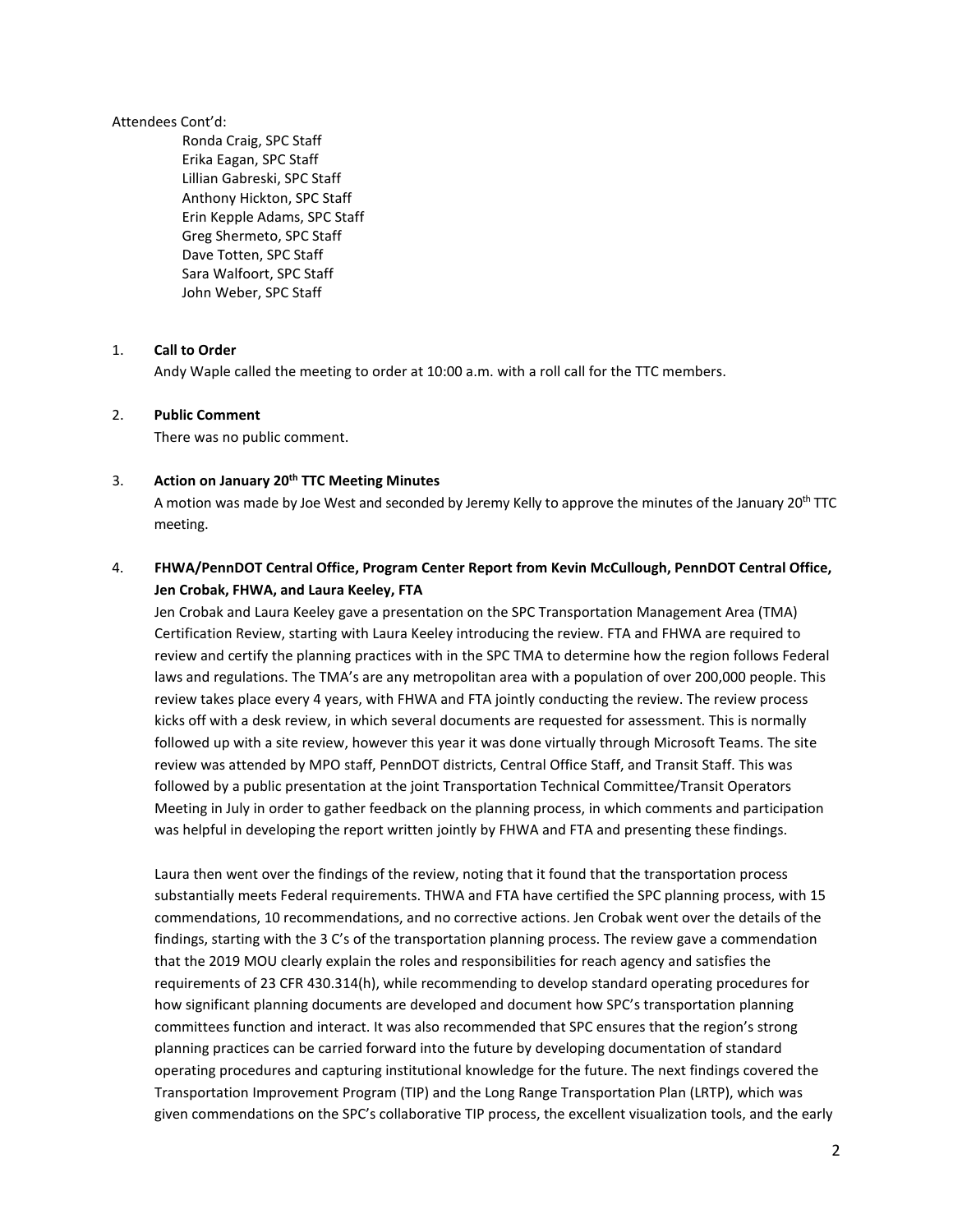Attendees Cont'd:

Ronda Craig, SPC Staff
Erika Eagan, SPC Staff
Lillian Gabreski, SPC Staff
Anthony Hickton, SPC Staff
Erin Kepple Adams, SPC Staff
Greg Shermeto, SPC Staff
Dave Totten, SPC Staff
Sara Walfoort, SPC Staff
John Weber, SPC Staff

1. **Call to Order**

   Andy Waple called the meeting to order at 10:00 a.m. with a roll call for the TTC members.

2. **Public Comment**

   There was no public comment.

3. **Action on January 20th TTC Meeting Minutes**

   A motion was made by Joe West and seconded by Jeremy Kelly to approve the minutes of the January 20th TTC meeting.

4. **FHWA/PennDOT Central Office, Program Center Report from Kevin McCullough, PennDOT Central Office, Jen Crobak, FHWA, and Laura Keeley, FTA**

   Jen Crobak and Laura Keeley gave a presentation on the SPC Transportation Management Area (TMA) Certification Review, starting with Laura Keeley introducing the review. FTA and FHWA are required to review and certify the planning practices with in the SPC TMA to determine how the region follows Federal laws and regulations. The TMA's are any metropolitan area with a population of over 200,000 people. This review takes place every 4 years, with FHWA and FTA jointly conducting the review. The review process kicks off with a desk review, in which several documents are requested for assessment. This is normally followed up with a site review, however this year it was done virtually through Microsoft Teams. The site review was attended by MPO staff, PennDOT districts, Central Office Staff, and Transit Staff. This was followed by a public presentation at the joint Transportation Technical Committee/Transit Operators Meeting in July in order to gather feedback on the planning process, in which comments and participation was helpful in developing the report written jointly by FHWA and FTA and presenting these findings.

   Laura then went over the findings of the review, noting that it found that the transportation process substantially meets Federal requirements. THWA and FTA have certified the SPC planning process, with 15 commendations, 10 recommendations, and no corrective actions. Jen Crobak went over the details of the findings, starting with the 3 C's of the transportation planning process. The review gave a commendation that the 2019 MOU clearly explain the roles and responsibilities for reach agency and satisfies the requirements of 23 CFR 430.314(h), while recommending to develop standard operating procedures for how significant planning documents are developed and document how SPC's transportation planning committees function and interact. It was also recommended that SPC ensures that the region's strong planning practices can be carried forward into the future by developing documentation of standard operating procedures and capturing institutional knowledge for the future. The next findings covered the Transportation Improvement Program (TIP) and the Long Range Transportation Plan (LRTP), which was given commendations on the SPC's collaborative TIP process, the excellent visualization tools, and the early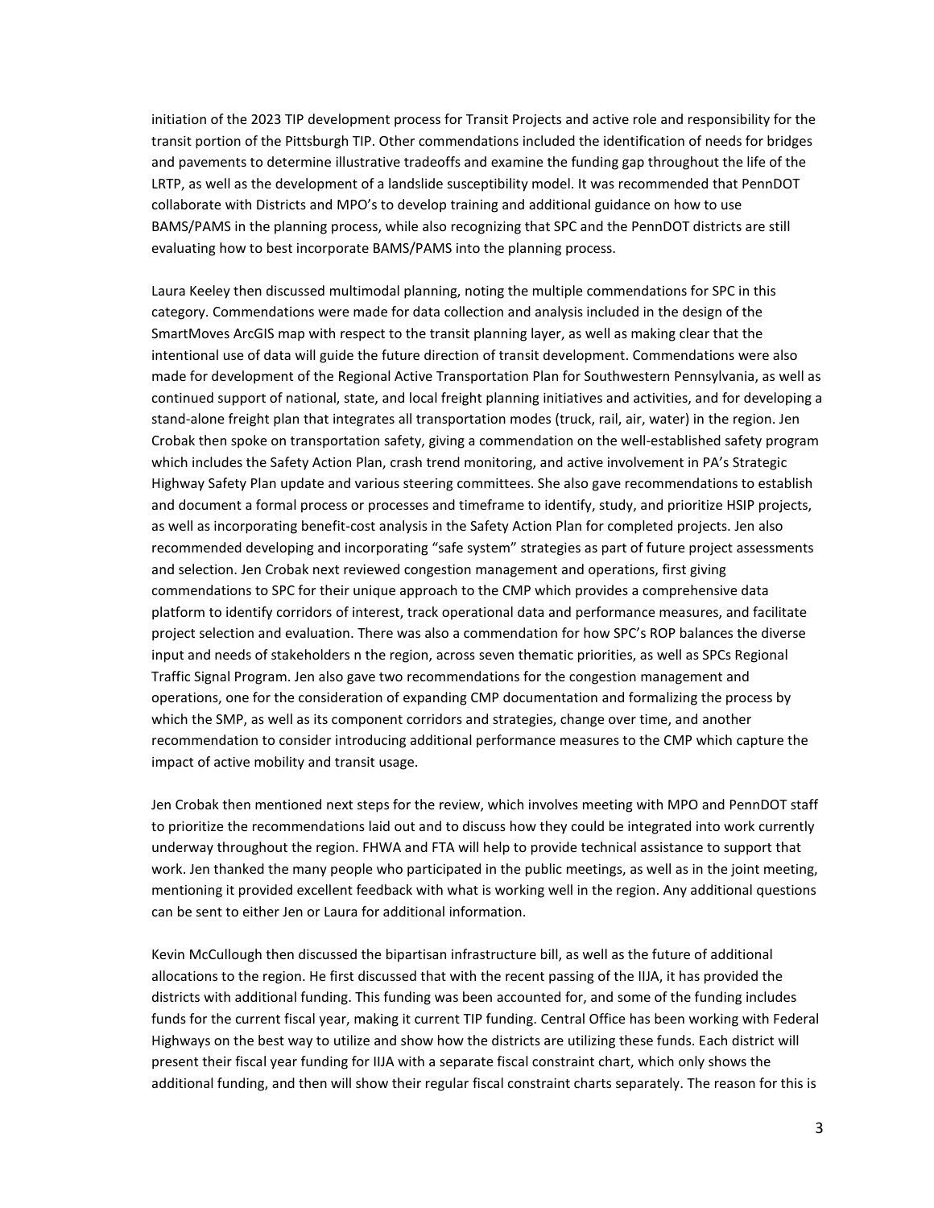initiation of the 2023 TIP development process for Transit Projects and active role and responsibility for the transit portion of the Pittsburgh TIP. Other commendations included the identification of needs for bridges and pavements to determine illustrative tradeoffs and examine the funding gap throughout the life of the LRTP, as well as the development of a landslide susceptibility model. It was recommended that PennDOT collaborate with Districts and MPO's to develop training and additional guidance on how to use BAMS/PAMS in the planning process, while also recognizing that SPC and the PennDOT districts are still evaluating how to best incorporate BAMS/PAMS into the planning process.

Laura Keeley then discussed multimodal planning, noting the multiple commendations for SPC in this category. Commendations were made for data collection and analysis included in the design of the SmartMoves ArcGIS map with respect to the transit planning layer, as well as making clear that the intentional use of data will guide the future direction of transit development. Commendations were also made for development of the Regional Active Transportation Plan for Southwestern Pennsylvania, as well as continued support of national, state, and local freight planning initiatives and activities, and for developing a stand-alone freight plan that integrates all transportation modes (truck, rail, air, water) in the region. Jen Crobak then spoke on transportation safety, giving a commendation on the well-established safety program which includes the Safety Action Plan, crash trend monitoring, and active involvement in PA's Strategic Highway Safety Plan update and various steering committees. She also gave recommendations to establish and document a formal process or processes and timeframe to identify, study, and prioritize HSIP projects, as well as incorporating benefit-cost analysis in the Safety Action Plan for completed projects. Jen also recommended developing and incorporating "safe system" strategies as part of future project assessments and selection. Jen Crobak next reviewed congestion management and operations, first giving commendations to SPC for their unique approach to the CMP which provides a comprehensive data platform to identify corridors of interest, track operational data and performance measures, and facilitate project selection and evaluation. There was also a commendation for how SPC's ROP balances the diverse input and needs of stakeholders n the region, across seven thematic priorities, as well as SPCs Regional Traffic Signal Program. Jen also gave two recommendations for the congestion management and operations, one for the consideration of expanding CMP documentation and formalizing the process by which the SMP, as well as its component corridors and strategies, change over time, and another recommendation to consider introducing additional performance measures to the CMP which capture the impact of active mobility and transit usage.

Jen Crobak then mentioned next steps for the review, which involves meeting with MPO and PennDOT staff to prioritize the recommendations laid out and to discuss how they could be integrated into work currently underway throughout the region. FHWA and FTA will help to provide technical assistance to support that work. Jen thanked the many people who participated in the public meetings, as well as in the joint meeting, mentioning it provided excellent feedback with what is working well in the region. Any additional questions can be sent to either Jen or Laura for additional information.

Kevin McCullough then discussed the bipartisan infrastructure bill, as well as the future of additional allocations to the region. He first discussed that with the recent passing of the IIJA, it has provided the districts with additional funding. This funding was been accounted for, and some of the funding includes funds for the current fiscal year, making it current TIP funding. Central Office has been working with Federal Highways on the best way to utilize and show how the districts are utilizing these funds. Each district will present their fiscal year funding for IIJA with a separate fiscal constraint chart, which only shows the additional funding, and then will show their regular fiscal constraint charts separately. The reason for this is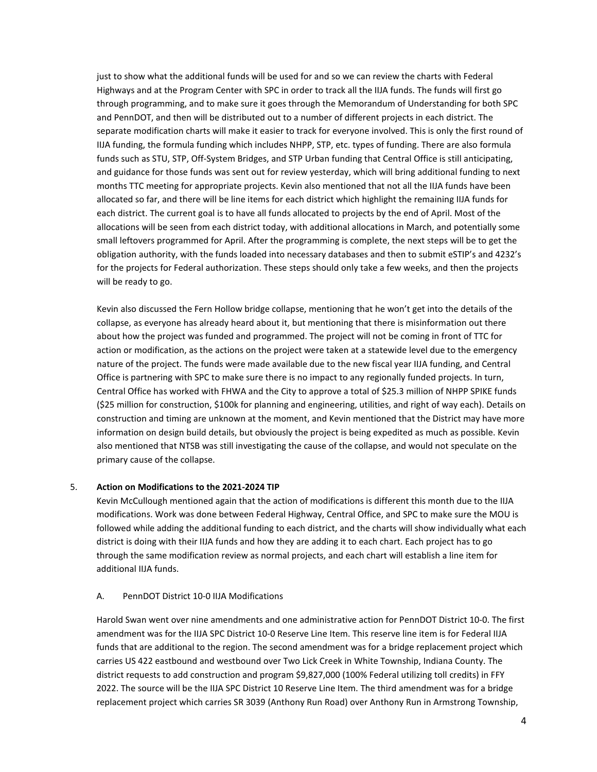just to show what the additional funds will be used for and so we can review the charts with Federal Highways and at the Program Center with SPC in order to track all the IIJA funds. The funds will first go through programming, and to make sure it goes through the Memorandum of Understanding for both SPC and PennDOT, and then will be distributed out to a number of different projects in each district. The separate modification charts will make it easier to track for everyone involved. This is only the first round of IIJA funding, the formula funding which includes NHPP, STP, etc. types of funding. There are also formula funds such as STU, STP, Off-System Bridges, and STP Urban funding that Central Office is still anticipating, and guidance for those funds was sent out for review yesterday, which will bring additional funding to next months TTC meeting for appropriate projects. Kevin also mentioned that not all the IIJA funds have been allocated so far, and there will be line items for each district which highlight the remaining IIJA funds for each district. The current goal is to have all funds allocated to projects by the end of April. Most of the allocations will be seen from each district today, with additional allocations in March, and potentially some small leftovers programmed for April. After the programming is complete, the next steps will be to get the obligation authority, with the funds loaded into necessary databases and then to submit eSTIP's and 4232's for the projects for Federal authorization. These steps should only take a few weeks, and then the projects will be ready to go.

Kevin also discussed the Fern Hollow bridge collapse, mentioning that he won't get into the details of the collapse, as everyone has already heard about it, but mentioning that there is misinformation out there about how the project was funded and programmed. The project will not be coming in front of TTC for action or modification, as the actions on the project were taken at a statewide level due to the emergency nature of the project. The funds were made available due to the new fiscal year IIJA funding, and Central Office is partnering with SPC to make sure there is no impact to any regionally funded projects. In turn, Central Office has worked with FHWA and the City to approve a total of $25.3 million of NHPP SPIKE funds ($25 million for construction, $100k for planning and engineering, utilities, and right of way each). Details on construction and timing are unknown at the moment, and Kevin mentioned that the District may have more information on design build details, but obviously the project is being expedited as much as possible. Kevin also mentioned that NTSB was still investigating the cause of the collapse, and would not speculate on the primary cause of the collapse.

5. **Action on Modifications to the 2021-2024 TIP**

Kevin McCullough mentioned again that the action of modifications is different this month due to the IIJA modifications. Work was done between Federal Highway, Central Office, and SPC to make sure the MOU is followed while adding the additional funding to each district, and the charts will show individually what each district is doing with their IIJA funds and how they are adding it to each chart. Each project has to go through the same modification review as normal projects, and each chart will establish a line item for additional IIJA funds.

A. PennDOT District 10-0 IIJA Modifications

Harold Swan went over nine amendments and one administrative action for PennDOT District 10-0. The first amendment was for the IIJA SPC District 10-0 Reserve Line Item. This reserve line item is for Federal IIJA funds that are additional to the region. The second amendment was for a bridge replacement project which carries US 422 eastbound and westbound over Two Lick Creek in White Township, Indiana County. The district requests to add construction and program $9,827,000 (100% Federal utilizing toll credits) in FFY 2022. The source will be the IIJA SPC District 10 Reserve Line Item. The third amendment was for a bridge replacement project which carries SR 3039 (Anthony Run Road) over Anthony Run in Armstrong Township,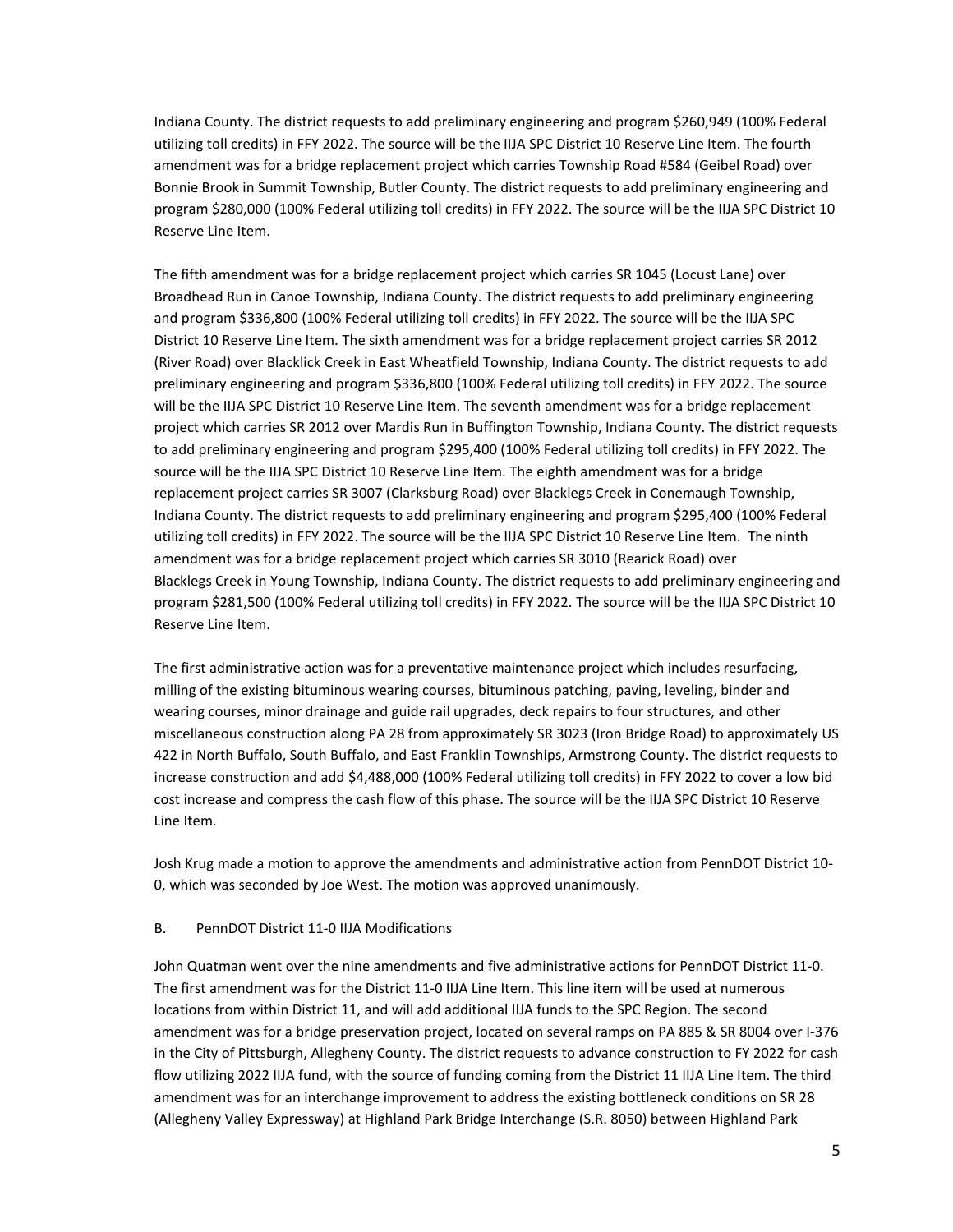Indiana County. The district requests to add preliminary engineering and program $260,949 (100% Federal utilizing toll credits) in FFY 2022. The source will be the IIJA SPC District 10 Reserve Line Item. The fourth amendment was for a bridge replacement project which carries Township Road #584 (Geibel Road) over Bonnie Brook in Summit Township, Butler County. The district requests to add preliminary engineering and program $280,000 (100% Federal utilizing toll credits) in FFY 2022. The source will be the IIJA SPC District 10 Reserve Line Item.

The fifth amendment was for a bridge replacement project which carries SR 1045 (Locust Lane) over Broadhead Run in Canoe Township, Indiana County. The district requests to add preliminary engineering and program $336,800 (100% Federal utilizing toll credits) in FFY 2022. The source will be the IIJA SPC District 10 Reserve Line Item. The sixth amendment was for a bridge replacement project carries SR 2012 (River Road) over Blacklick Creek in East Wheatfield Township, Indiana County. The district requests to add preliminary engineering and program $336,800 (100% Federal utilizing toll credits) in FFY 2022. The source will be the IIJA SPC District 10 Reserve Line Item. The seventh amendment was for a bridge replacement project which carries SR 2012 over Mardis Run in Buffington Township, Indiana County. The district requests to add preliminary engineering and program $295,400 (100% Federal utilizing toll credits) in FFY 2022. The source will be the IIJA SPC District 10 Reserve Line Item. The eighth amendment was for a bridge replacement project carries SR 3007 (Clarksburg Road) over Blacklegs Creek in Conemaugh Township, Indiana County. The district requests to add preliminary engineering and program $295,400 (100% Federal utilizing toll credits) in FFY 2022. The source will be the IIJA SPC District 10 Reserve Line Item. The ninth amendment was for a bridge replacement project which carries SR 3010 (Rearick Road) over Blacklegs Creek in Young Township, Indiana County. The district requests to add preliminary engineering and program $281,500 (100% Federal utilizing toll credits) in FFY 2022. The source will be the IIJA SPC District 10 Reserve Line Item.

The first administrative action was for a preventative maintenance project which includes resurfacing, milling of the existing bituminous wearing courses, bituminous patching, paving, leveling, binder and wearing courses, minor drainage and guide rail upgrades, deck repairs to four structures, and other miscellaneous construction along PA 28 from approximately SR 3023 (Iron Bridge Road) to approximately US 422 in North Buffalo, South Buffalo, and East Franklin Townships, Armstrong County. The district requests to increase construction and add $4,488,000 (100% Federal utilizing toll credits) in FFY 2022 to cover a low bid cost increase and compress the cash flow of this phase. The source will be the IIJA SPC District 10 Reserve Line Item.

Josh Krug made a motion to approve the amendments and administrative action from PennDOT District 10-0, which was seconded by Joe West. The motion was approved unanimously.

B. PennDOT District 11-0 IIJA Modifications

John Quatman went over the nine amendments and five administrative actions for PennDOT District 11-0. The first amendment was for the District 11-0 IIJA Line Item. This line item will be used at numerous locations from within District 11, and will add additional IIJA funds to the SPC Region. The second amendment was for a bridge preservation project, located on several ramps on PA 885 & SR 8004 over I-376 in the City of Pittsburgh, Allegheny County. The district requests to advance construction to FY 2022 for cash flow utilizing 2022 IIJA fund, with the source of funding coming from the District 11 IIJA Line Item. The third amendment was for an interchange improvement to address the existing bottleneck conditions on SR 28 (Allegheny Valley Expressway) at Highland Park Bridge Interchange (S.R. 8050) between Highland Park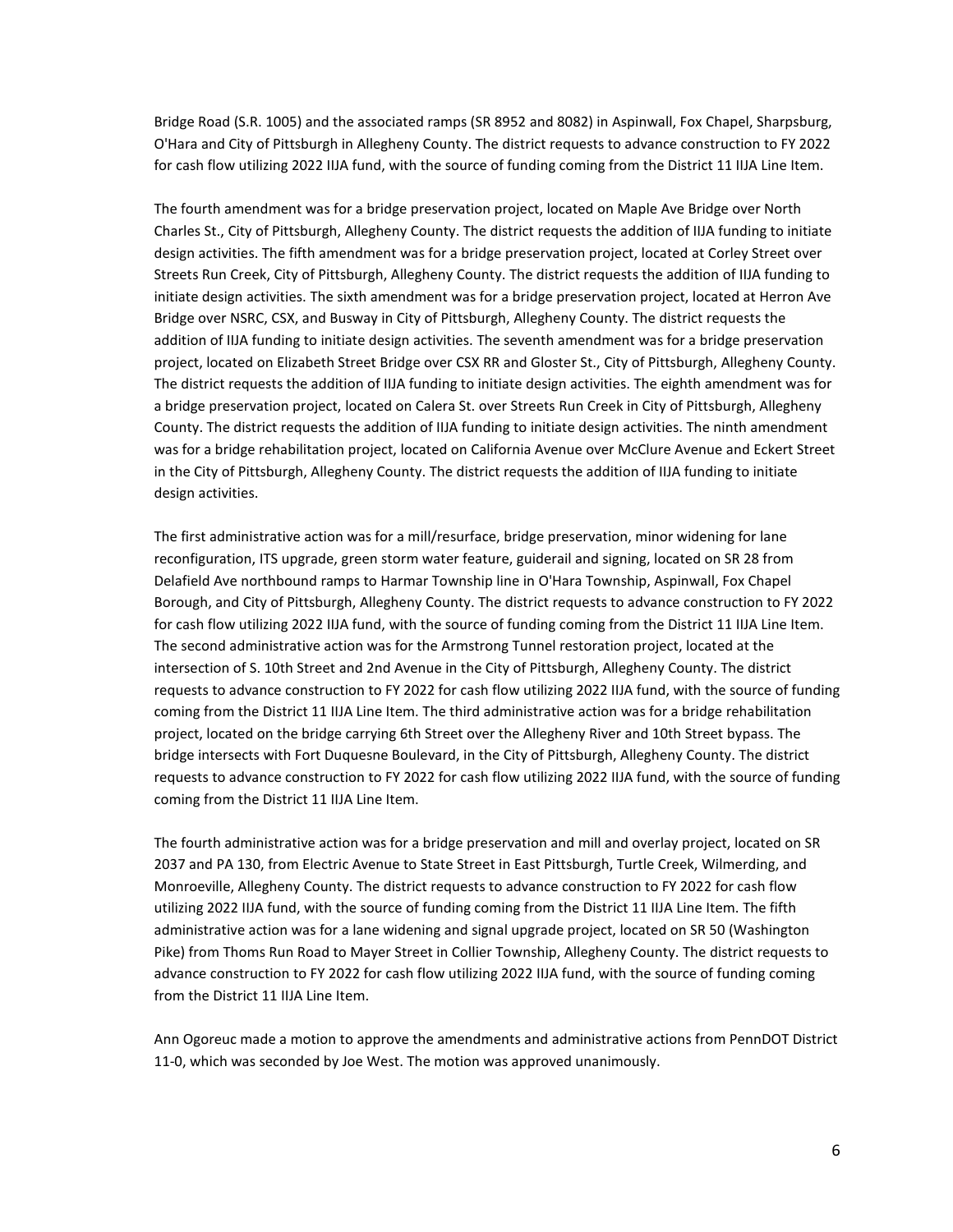Bridge Road (S.R. 1005) and the associated ramps (SR 8952 and 8082) in Aspinwall, Fox Chapel, Sharpsburg, O'Hara and City of Pittsburgh in Allegheny County. The district requests to advance construction to FY 2022 for cash flow utilizing 2022 IIJA fund, with the source of funding coming from the District 11 IIJA Line Item.

The fourth amendment was for a bridge preservation project, located on Maple Ave Bridge over North Charles St., City of Pittsburgh, Allegheny County. The district requests the addition of IIJA funding to initiate design activities. The fifth amendment was for a bridge preservation project, located at Corley Street over Streets Run Creek, City of Pittsburgh, Allegheny County. The district requests the addition of IIJA funding to initiate design activities. The sixth amendment was for a bridge preservation project, located at Herron Ave Bridge over NSRC, CSX, and Busway in City of Pittsburgh, Allegheny County. The district requests the addition of IIJA funding to initiate design activities. The seventh amendment was for a bridge preservation project, located on Elizabeth Street Bridge over CSX RR and Gloster St., City of Pittsburgh, Allegheny County. The district requests the addition of IIJA funding to initiate design activities. The eighth amendment was for a bridge preservation project, located on Calera St. over Streets Run Creek in City of Pittsburgh, Allegheny County. The district requests the addition of IIJA funding to initiate design activities. The ninth amendment was for a bridge rehabilitation project, located on California Avenue over McClure Avenue and Eckert Street in the City of Pittsburgh, Allegheny County. The district requests the addition of IIJA funding to initiate design activities.

The first administrative action was for a mill/resurface, bridge preservation, minor widening for lane reconfiguration, ITS upgrade, green storm water feature, guiderail and signing, located on SR 28 from Delafield Ave northbound ramps to Harmar Township line in O'Hara Township, Aspinwall, Fox Chapel Borough, and City of Pittsburgh, Allegheny County. The district requests to advance construction to FY 2022 for cash flow utilizing 2022 IIJA fund, with the source of funding coming from the District 11 IIJA Line Item. The second administrative action was for the Armstrong Tunnel restoration project, located at the intersection of S. 10th Street and 2nd Avenue in the City of Pittsburgh, Allegheny County. The district requests to advance construction to FY 2022 for cash flow utilizing 2022 IIJA fund, with the source of funding coming from the District 11 IIJA Line Item. The third administrative action was for a bridge rehabilitation project, located on the bridge carrying 6th Street over the Allegheny River and 10th Street bypass. The bridge intersects with Fort Duquesne Boulevard, in the City of Pittsburgh, Allegheny County. The district requests to advance construction to FY 2022 for cash flow utilizing 2022 IIJA fund, with the source of funding coming from the District 11 IIJA Line Item.

The fourth administrative action was for a bridge preservation and mill and overlay project, located on SR 2037 and PA 130, from Electric Avenue to State Street in East Pittsburgh, Turtle Creek, Wilmerding, and Monroeville, Allegheny County. The district requests to advance construction to FY 2022 for cash flow utilizing 2022 IIJA fund, with the source of funding coming from the District 11 IIJA Line Item. The fifth administrative action was for a lane widening and signal upgrade project, located on SR 50 (Washington Pike) from Thoms Run Road to Mayer Street in Collier Township, Allegheny County. The district requests to advance construction to FY 2022 for cash flow utilizing 2022 IIJA fund, with the source of funding coming from the District 11 IIJA Line Item.

Ann Ogoreuc made a motion to approve the amendments and administrative actions from PennDOT District 11-0, which was seconded by Joe West. The motion was approved unanimously.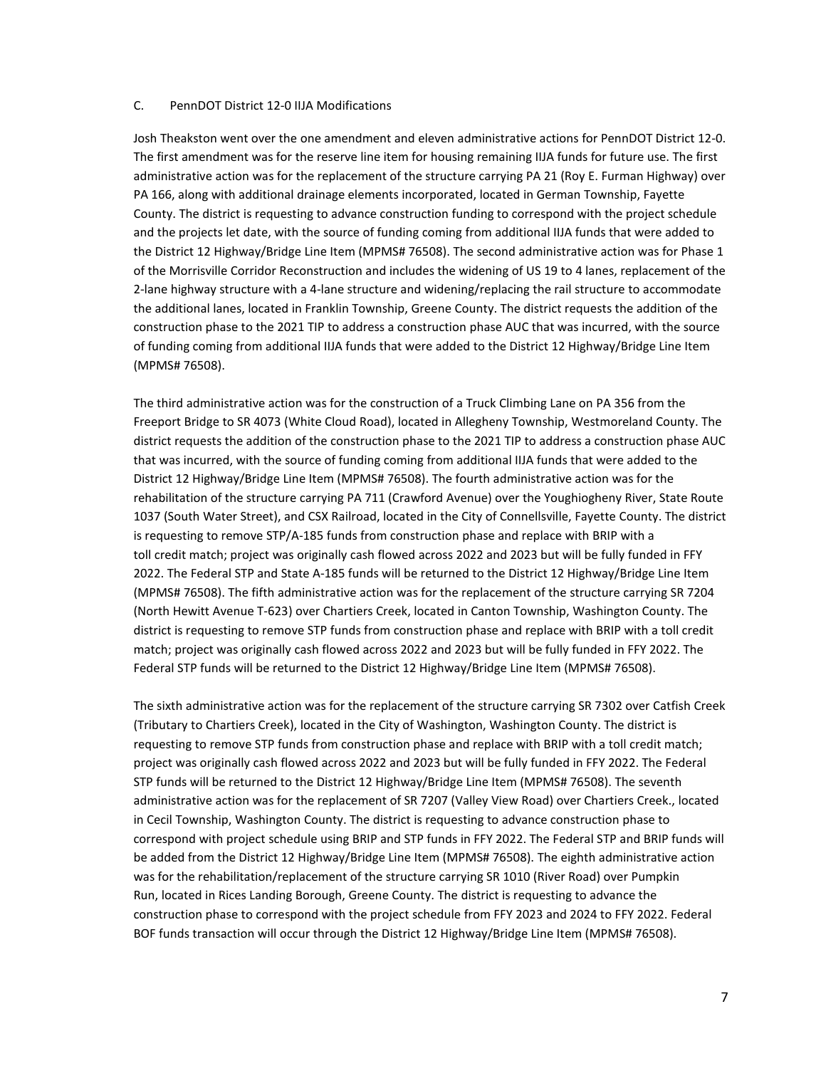C. PennDOT District 12-0 IIJA Modifications

Josh Theakston went over the one amendment and eleven administrative actions for PennDOT District 12-0. The first amendment was for the reserve line item for housing remaining IIJA funds for future use. The first administrative action was for the replacement of the structure carrying PA 21 (Roy E. Furman Highway) over PA 166, along with additional drainage elements incorporated, located in German Township, Fayette County. The district is requesting to advance construction funding to correspond with the project schedule and the projects let date, with the source of funding coming from additional IIJA funds that were added to the District 12 Highway/Bridge Line Item (MPMS# 76508). The second administrative action was for Phase 1 of the Morrisville Corridor Reconstruction and includes the widening of US 19 to 4 lanes, replacement of the 2-lane highway structure with a 4-lane structure and widening/replacing the rail structure to accommodate the additional lanes, located in Franklin Township, Greene County. The district requests the addition of the construction phase to the 2021 TIP to address a construction phase AUC that was incurred, with the source of funding coming from additional IIJA funds that were added to the District 12 Highway/Bridge Line Item (MPMS# 76508).

The third administrative action was for the construction of a Truck Climbing Lane on PA 356 from the Freeport Bridge to SR 4073 (White Cloud Road), located in Allegheny Township, Westmoreland County. The district requests the addition of the construction phase to the 2021 TIP to address a construction phase AUC that was incurred, with the source of funding coming from additional IIJA funds that were added to the District 12 Highway/Bridge Line Item (MPMS# 76508). The fourth administrative action was for the rehabilitation of the structure carrying PA 711 (Crawford Avenue) over the Youghiogheny River, State Route 1037 (South Water Street), and CSX Railroad, located in the City of Connellsville, Fayette County. The district is requesting to remove STP/A-185 funds from construction phase and replace with BRIP with a toll credit match; project was originally cash flowed across 2022 and 2023 but will be fully funded in FFY 2022. The Federal STP and State A-185 funds will be returned to the District 12 Highway/Bridge Line Item (MPMS# 76508). The fifth administrative action was for the replacement of the structure carrying SR 7204 (North Hewitt Avenue T-623) over Chartiers Creek, located in Canton Township, Washington County. The district is requesting to remove STP funds from construction phase and replace with BRIP with a toll credit match; project was originally cash flowed across 2022 and 2023 but will be fully funded in FFY 2022. The Federal STP funds will be returned to the District 12 Highway/Bridge Line Item (MPMS# 76508).

The sixth administrative action was for the replacement of the structure carrying SR 7302 over Catfish Creek (Tributary to Chartiers Creek), located in the City of Washington, Washington County. The district is requesting to remove STP funds from construction phase and replace with BRIP with a toll credit match; project was originally cash flowed across 2022 and 2023 but will be fully funded in FFY 2022. The Federal STP funds will be returned to the District 12 Highway/Bridge Line Item (MPMS# 76508). The seventh administrative action was for the replacement of SR 7207 (Valley View Road) over Chartiers Creek., located in Cecil Township, Washington County. The district is requesting to advance construction phase to correspond with project schedule using BRIP and STP funds in FFY 2022. The Federal STP and BRIP funds will be added from the District 12 Highway/Bridge Line Item (MPMS# 76508). The eighth administrative action was for the rehabilitation/replacement of the structure carrying SR 1010 (River Road) over Pumpkin Run, located in Rices Landing Borough, Greene County. The district is requesting to advance the construction phase to correspond with the project schedule from FFY 2023 and 2024 to FFY 2022. Federal BOF funds transaction will occur through the District 12 Highway/Bridge Line Item (MPMS# 76508).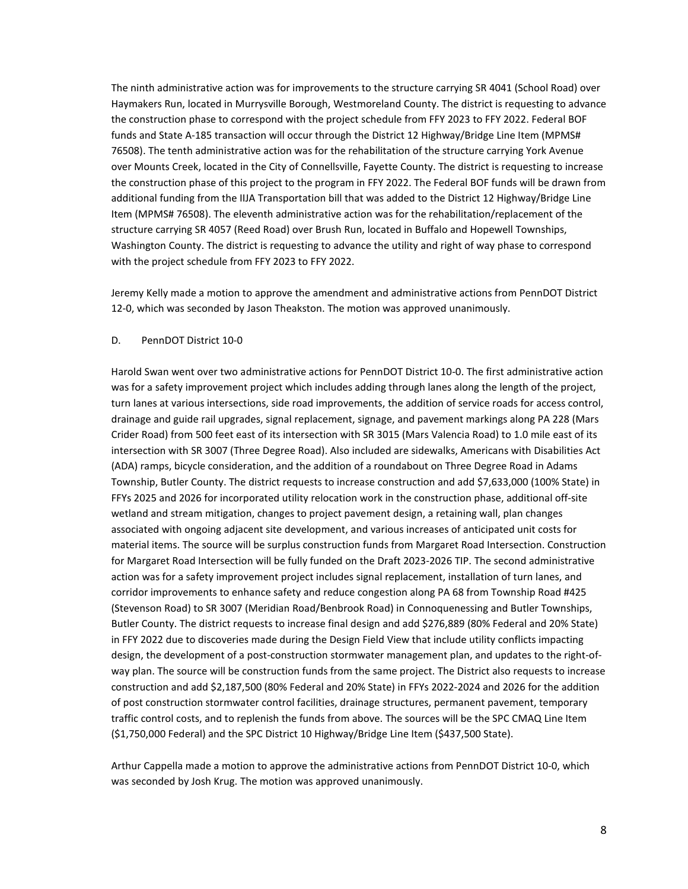The ninth administrative action was for improvements to the structure carrying SR 4041 (School Road) over Haymakers Run, located in Murrysville Borough, Westmoreland County. The district is requesting to advance the construction phase to correspond with the project schedule from FFY 2023 to FFY 2022. Federal BOF funds and State A-185 transaction will occur through the District 12 Highway/Bridge Line Item (MPMS# 76508). The tenth administrative action was for the rehabilitation of the structure carrying York Avenue over Mounts Creek, located in the City of Connellsville, Fayette County. The district is requesting to increase the construction phase of this project to the program in FFY 2022. The Federal BOF funds will be drawn from additional funding from the IIJA Transportation bill that was added to the District 12 Highway/Bridge Line Item (MPMS# 76508). The eleventh administrative action was for the rehabilitation/replacement of the structure carrying SR 4057 (Reed Road) over Brush Run, located in Buffalo and Hopewell Townships, Washington County. The district is requesting to advance the utility and right of way phase to correspond with the project schedule from FFY 2023 to FFY 2022.

Jeremy Kelly made a motion to approve the amendment and administrative actions from PennDOT District 12-0, which was seconded by Jason Theakston. The motion was approved unanimously.

D. PennDOT District 10-0

Harold Swan went over two administrative actions for PennDOT District 10-0. The first administrative action was for a safety improvement project which includes adding through lanes along the length of the project, turn lanes at various intersections, side road improvements, the addition of service roads for access control, drainage and guide rail upgrades, signal replacement, signage, and pavement markings along PA 228 (Mars Crider Road) from 500 feet east of its intersection with SR 3015 (Mars Valencia Road) to 1.0 mile east of its intersection with SR 3007 (Three Degree Road). Also included are sidewalks, Americans with Disabilities Act (ADA) ramps, bicycle consideration, and the addition of a roundabout on Three Degree Road in Adams Township, Butler County. The district requests to increase construction and add $7,633,000 (100% State) in FFYs 2025 and 2026 for incorporated utility relocation work in the construction phase, additional off-site wetland and stream mitigation, changes to project pavement design, a retaining wall, plan changes associated with ongoing adjacent site development, and various increases of anticipated unit costs for material items. The source will be surplus construction funds from Margaret Road Intersection. Construction for Margaret Road Intersection will be fully funded on the Draft 2023-2026 TIP. The second administrative action was for a safety improvement project includes signal replacement, installation of turn lanes, and corridor improvements to enhance safety and reduce congestion along PA 68 from Township Road #425 (Stevenson Road) to SR 3007 (Meridian Road/Benbrook Road) in Connoquenessing and Butler Townships, Butler County. The district requests to increase final design and add $276,889 (80% Federal and 20% State) in FFY 2022 due to discoveries made during the Design Field View that include utility conflicts impacting design, the development of a post-construction stormwater management plan, and updates to the right-of-way plan. The source will be construction funds from the same project. The District also requests to increase construction and add $2,187,500 (80% Federal and 20% State) in FFYs 2022-2024 and 2026 for the addition of post construction stormwater control facilities, drainage structures, permanent pavement, temporary traffic control costs, and to replenish the funds from above. The sources will be the SPC CMAQ Line Item ($1,750,000 Federal) and the SPC District 10 Highway/Bridge Line Item ($437,500 State).

Arthur Cappella made a motion to approve the administrative actions from PennDOT District 10-0, which was seconded by Josh Krug. The motion was approved unanimously.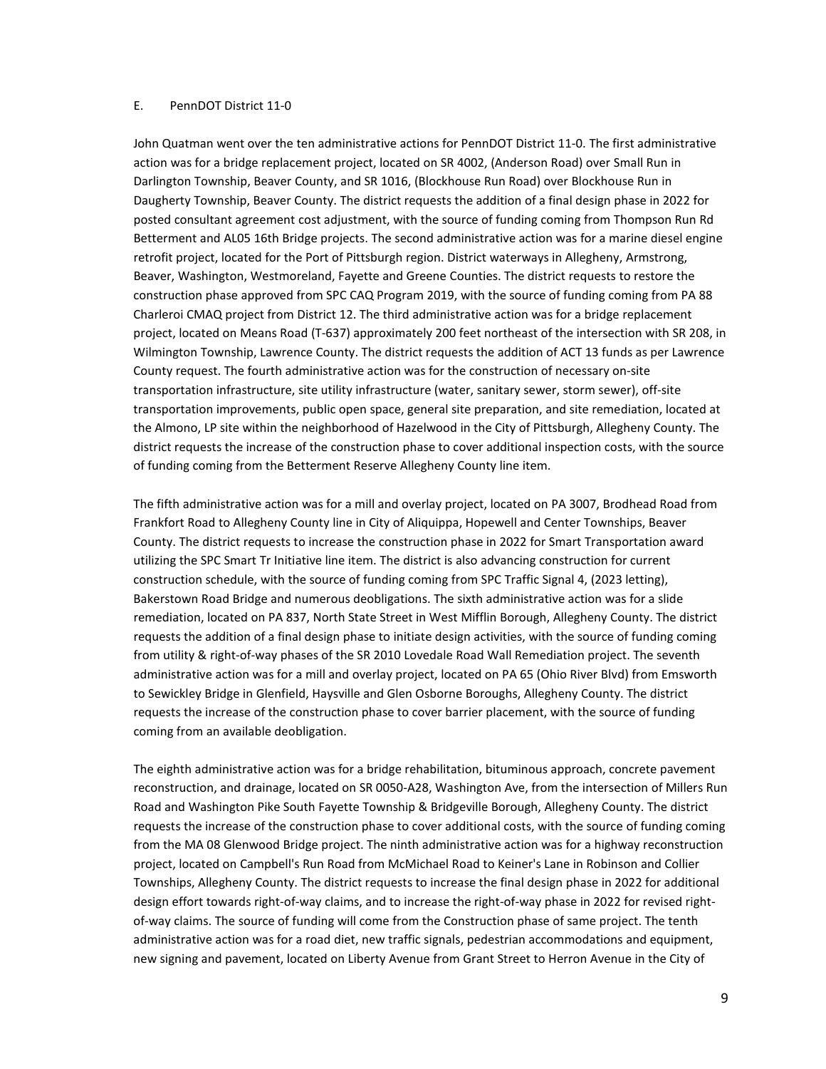E. PennDOT District 11-0

John Quatman went over the ten administrative actions for PennDOT District 11-0. The first administrative action was for a bridge replacement project, located on SR 4002, (Anderson Road) over Small Run in Darlington Township, Beaver County, and SR 1016, (Blockhouse Run Road) over Blockhouse Run in Daugherty Township, Beaver County. The district requests the addition of a final design phase in 2022 for posted consultant agreement cost adjustment, with the source of funding coming from Thompson Run Rd Betterment and AL05 16th Bridge projects. The second administrative action was for a marine diesel engine retrofit project, located for the Port of Pittsburgh region. District waterways in Allegheny, Armstrong, Beaver, Washington, Westmoreland, Fayette and Greene Counties. The district requests to restore the construction phase approved from SPC CAQ Program 2019, with the source of funding coming from PA 88 Charleroi CMAQ project from District 12. The third administrative action was for a bridge replacement project, located on Means Road (T-637) approximately 200 feet northeast of the intersection with SR 208, in Wilmington Township, Lawrence County. The district requests the addition of ACT 13 funds as per Lawrence County request. The fourth administrative action was for the construction of necessary on-site transportation infrastructure, site utility infrastructure (water, sanitary sewer, storm sewer), off-site transportation improvements, public open space, general site preparation, and site remediation, located at the Almono, LP site within the neighborhood of Hazelwood in the City of Pittsburgh, Allegheny County. The district requests the increase of the construction phase to cover additional inspection costs, with the source of funding coming from the Betterment Reserve Allegheny County line item.

The fifth administrative action was for a mill and overlay project, located on PA 3007, Brodhead Road from Frankfort Road to Allegheny County line in City of Aliquippa, Hopewell and Center Townships, Beaver County. The district requests to increase the construction phase in 2022 for Smart Transportation award utilizing the SPC Smart Tr Initiative line item. The district is also advancing construction for current construction schedule, with the source of funding coming from SPC Traffic Signal 4, (2023 letting), Bakerstown Road Bridge and numerous deobligations. The sixth administrative action was for a slide remediation, located on PA 837, North State Street in West Mifflin Borough, Allegheny County. The district requests the addition of a final design phase to initiate design activities, with the source of funding coming from utility & right-of-way phases of the SR 2010 Lovedale Road Wall Remediation project. The seventh administrative action was for a mill and overlay project, located on PA 65 (Ohio River Blvd) from Emsworth to Sewickley Bridge in Glenfield, Haysville and Glen Osborne Boroughs, Allegheny County. The district requests the increase of the construction phase to cover barrier placement, with the source of funding coming from an available deobligation.

The eighth administrative action was for a bridge rehabilitation, bituminous approach, concrete pavement reconstruction, and drainage, located on SR 0050-A28, Washington Ave, from the intersection of Millers Run Road and Washington Pike South Fayette Township & Bridgeville Borough, Allegheny County. The district requests the increase of the construction phase to cover additional costs, with the source of funding coming from the MA 08 Glenwood Bridge project. The ninth administrative action was for a highway reconstruction project, located on Campbell's Run Road from McMichael Road to Keiner's Lane in Robinson and Collier Townships, Allegheny County. The district requests to increase the final design phase in 2022 for additional design effort towards right-of-way claims, and to increase the right-of-way phase in 2022 for revised right-of-way claims. The source of funding will come from the Construction phase of same project. The tenth administrative action was for a road diet, new traffic signals, pedestrian accommodations and equipment, new signing and pavement, located on Liberty Avenue from Grant Street to Herron Avenue in the City of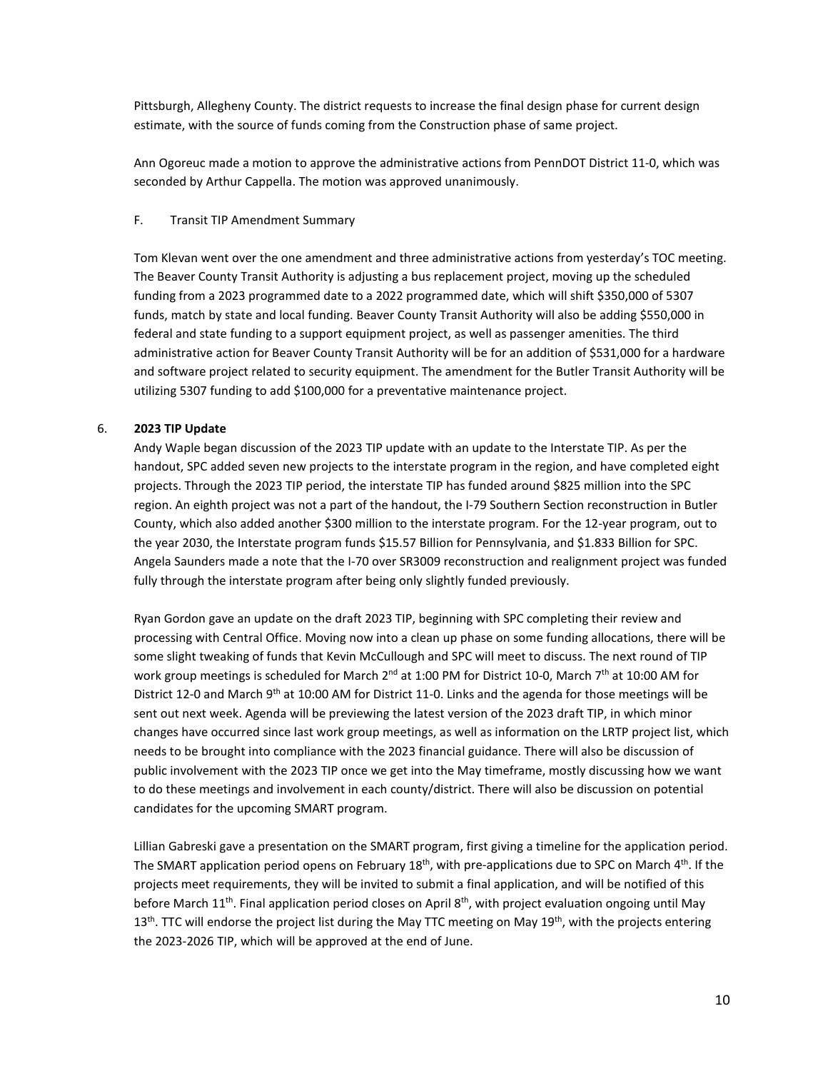Pittsburgh, Allegheny County. The district requests to increase the final design phase for current design estimate, with the source of funds coming from the Construction phase of same project.

Ann Ogoreuc made a motion to approve the administrative actions from PennDOT District 11-0, which was seconded by Arthur Cappella. The motion was approved unanimously.

F. Transit TIP Amendment Summary

Tom Klevan went over the one amendment and three administrative actions from yesterday's TOC meeting. The Beaver County Transit Authority is adjusting a bus replacement project, moving up the scheduled funding from a 2023 programmed date to a 2022 programmed date, which will shift $350,000 of 5307 funds, match by state and local funding. Beaver County Transit Authority will also be adding $550,000 in federal and state funding to a support equipment project, as well as passenger amenities. The third administrative action for Beaver County Transit Authority will be for an addition of $531,000 for a hardware and software project related to security equipment. The amendment for the Butler Transit Authority will be utilizing 5307 funding to add $100,000 for a preventative maintenance project.

6. **2023 TIP Update**

Andy Waple began discussion of the 2023 TIP update with an update to the Interstate TIP. As per the handout, SPC added seven new projects to the interstate program in the region, and have completed eight projects. Through the 2023 TIP period, the interstate TIP has funded around $825 million into the SPC region. An eighth project was not a part of the handout, the I-79 Southern Section reconstruction in Butler County, which also added another $300 million to the interstate program. For the 12-year program, out to the year 2030, the Interstate program funds $15.57 Billion for Pennsylvania, and $1.833 Billion for SPC. Angela Saunders made a note that the I-70 over SR3009 reconstruction and realignment project was funded fully through the interstate program after being only slightly funded previously.

Ryan Gordon gave an update on the draft 2023 TIP, beginning with SPC completing their review and processing with Central Office. Moving now into a clean up phase on some funding allocations, there will be some slight tweaking of funds that Kevin McCullough and SPC will meet to discuss. The next round of TIP work group meetings is scheduled for March 2nd at 1:00 PM for District 10-0, March 7th at 10:00 AM for District 12-0 and March 9th at 10:00 AM for District 11-0. Links and the agenda for those meetings will be sent out next week. Agenda will be previewing the latest version of the 2023 draft TIP, in which minor changes have occurred since last work group meetings, as well as information on the LRTP project list, which needs to be brought into compliance with the 2023 financial guidance. There will also be discussion of public involvement with the 2023 TIP once we get into the May timeframe, mostly discussing how we want to do these meetings and involvement in each county/district. There will also be discussion on potential candidates for the upcoming SMART program.

Lillian Gabreski gave a presentation on the SMART program, first giving a timeline for the application period. The SMART application period opens on February 18th, with pre-applications due to SPC on March 4th. If the projects meet requirements, they will be invited to submit a final application, and will be notified of this before March 11th. Final application period closes on April 8th, with project evaluation ongoing until May 13th. TTC will endorse the project list during the May TTC meeting on May 19th, with the projects entering the 2023-2026 TIP, which will be approved at the end of June.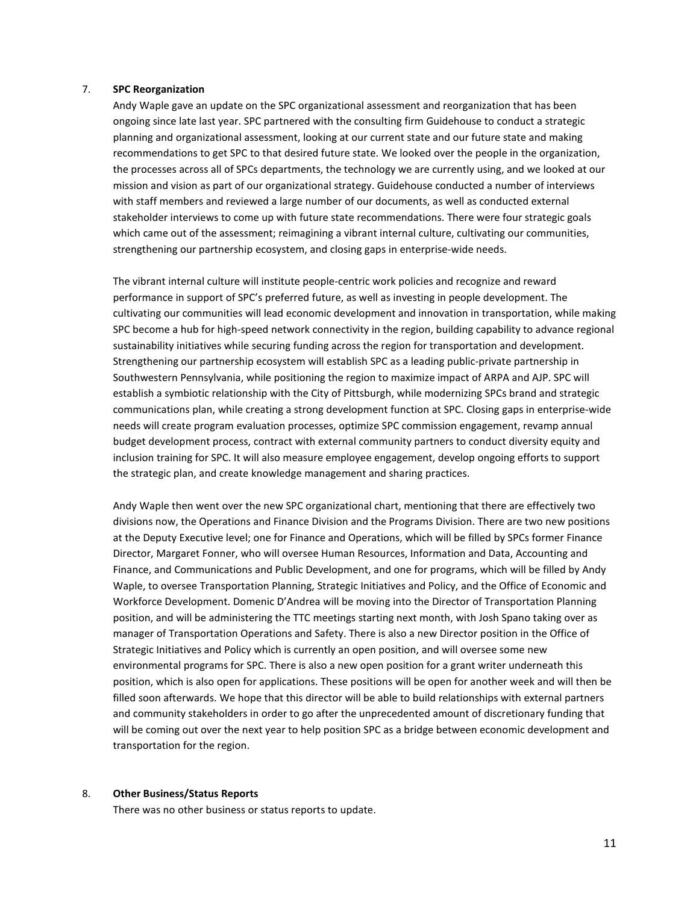7. **SPC Reorganization**

Andy Waple gave an update on the SPC organizational assessment and reorganization that has been ongoing since late last year. SPC partnered with the consulting firm Guidehouse to conduct a strategic planning and organizational assessment, looking at our current state and our future state and making recommendations to get SPC to that desired future state. We looked over the people in the organization, the processes across all of SPCs departments, the technology we are currently using, and we looked at our mission and vision as part of our organizational strategy. Guidehouse conducted a number of interviews with staff members and reviewed a large number of our documents, as well as conducted external stakeholder interviews to come up with future state recommendations. There were four strategic goals which came out of the assessment; reimagining a vibrant internal culture, cultivating our communities, strengthening our partnership ecosystem, and closing gaps in enterprise-wide needs.

The vibrant internal culture will institute people-centric work policies and recognize and reward performance in support of SPC's preferred future, as well as investing in people development. The cultivating our communities will lead economic development and innovation in transportation, while making SPC become a hub for high-speed network connectivity in the region, building capability to advance regional sustainability initiatives while securing funding across the region for transportation and development. Strengthening our partnership ecosystem will establish SPC as a leading public-private partnership in Southwestern Pennsylvania, while positioning the region to maximize impact of ARPA and AJP. SPC will establish a symbiotic relationship with the City of Pittsburgh, while modernizing SPCs brand and strategic communications plan, while creating a strong development function at SPC. Closing gaps in enterprise-wide needs will create program evaluation processes, optimize SPC commission engagement, revamp annual budget development process, contract with external community partners to conduct diversity equity and inclusion training for SPC. It will also measure employee engagement, develop ongoing efforts to support the strategic plan, and create knowledge management and sharing practices.

Andy Waple then went over the new SPC organizational chart, mentioning that there are effectively two divisions now, the Operations and Finance Division and the Programs Division. There are two new positions at the Deputy Executive level; one for Finance and Operations, which will be filled by SPCs former Finance Director, Margaret Fonner, who will oversee Human Resources, Information and Data, Accounting and Finance, and Communications and Public Development, and one for programs, which will be filled by Andy Waple, to oversee Transportation Planning, Strategic Initiatives and Policy, and the Office of Economic and Workforce Development. Domenic D'Andrea will be moving into the Director of Transportation Planning position, and will be administering the TTC meetings starting next month, with Josh Spano taking over as manager of Transportation Operations and Safety. There is also a new Director position in the Office of Strategic Initiatives and Policy which is currently an open position, and will oversee some new environmental programs for SPC. There is also a new open position for a grant writer underneath this position, which is also open for applications. These positions will be open for another week and will then be filled soon afterwards. We hope that this director will be able to build relationships with external partners and community stakeholders in order to go after the unprecedented amount of discretionary funding that will be coming out over the next year to help position SPC as a bridge between economic development and transportation for the region.

8. **Other Business/Status Reports**

There was no other business or status reports to update.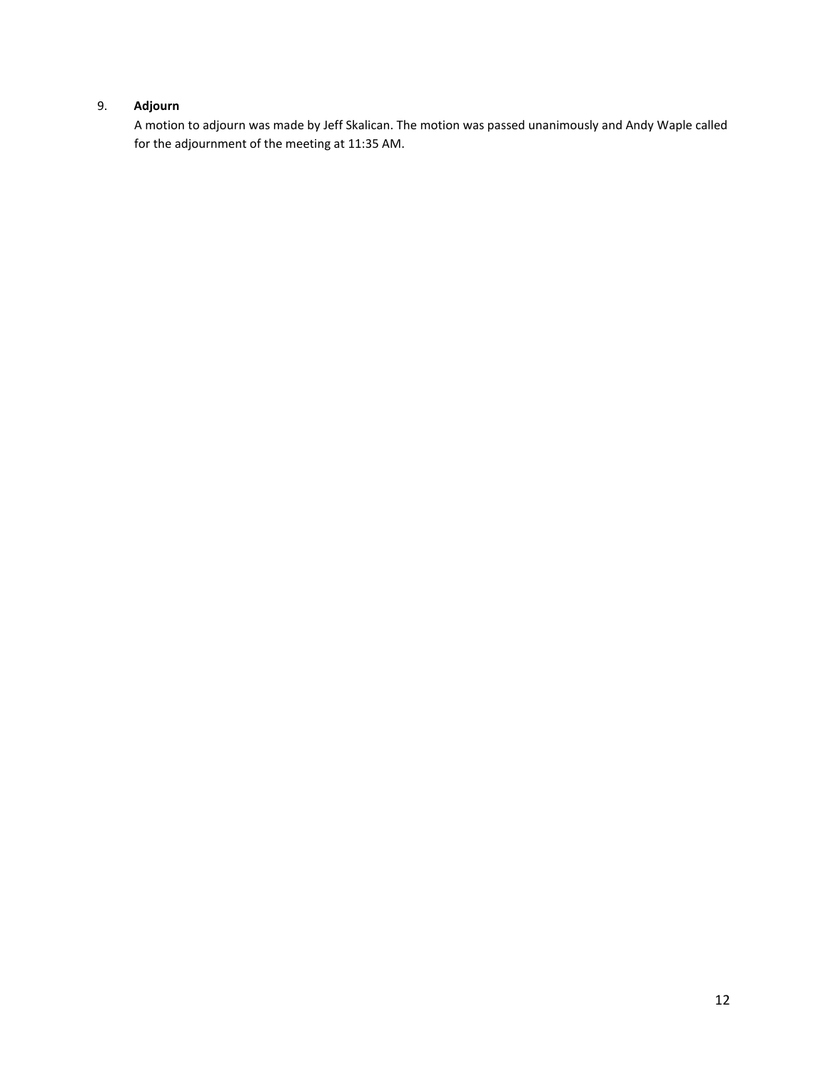9. **Adjourn**

A motion to adjourn was made by Jeff Skalican. The motion was passed unanimously and Andy Waple called for the adjournment of the meeting at 11:35 AM.